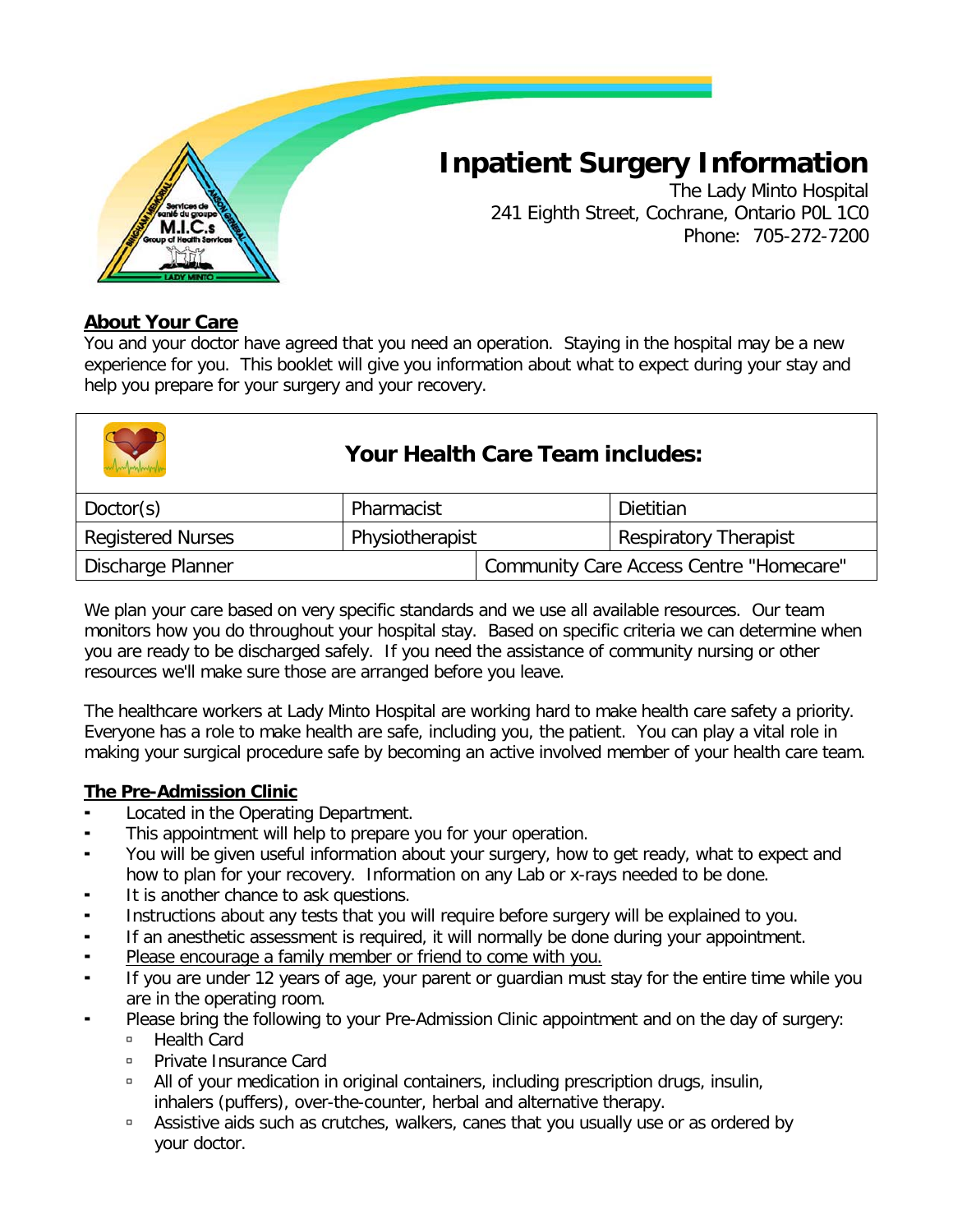# Inpatient Surgery Information

The Lady Minto Hospital
241 Eighth Street, Cochrane, Ontario P0L 1C0
Phone: 705-272-7200

## About Your Care

You and your doctor have agreed that you need an operation. Staying in the hospital may be a new experience for you. This booklet will give you information about what to expect during your stay and help you prepare for your surgery and your recovery.

| Your Health Care Team includes: | | |
|---|---|---|
| Doctor(s) | Pharmacist | Dietitian |
| Registered Nurses | Physiotherapist | Respiratory Therapist |
| Discharge Planner | Community Care Access Centre "Homecare" | |

We plan your care based on very specific standards and we use all available resources. Our team monitors how you do throughout your hospital stay. Based on specific criteria we can determine when you are ready to be discharged safely. If you need the assistance of community nursing or other resources we'll make sure those are arranged before you leave.

The healthcare workers at Lady Minto Hospital are working hard to make health care safety a priority. Everyone has a role to make health are safe, including you, the patient. You can play a vital role in making your surgical procedure safe by becoming an active involved member of your health care team.

## The Pre-Admission Clinic

- Located in the Operating Department.
- This appointment will help to prepare you for your operation.
- You will be given useful information about your surgery, how to get ready, what to expect and how to plan for your recovery. Information on any Lab or x-rays needed to be done.
- It is another chance to ask questions.
- Instructions about any tests that you will require before surgery will be explained to you.
- If an anesthetic assessment is required, it will normally be done during your appointment.
- Please encourage a family member or friend to come with you.
- If you are under 12 years of age, your parent or guardian must stay for the entire time while you are in the operating room.
- Please bring the following to your Pre-Admission Clinic appointment and on the day of surgery:
  - Health Card
  - Private Insurance Card
  - All of your medication in original containers, including prescription drugs, insulin, inhalers (puffers), over-the-counter, herbal and alternative therapy.
  - Assistive aids such as crutches, walkers, canes that you usually use or as ordered by your doctor.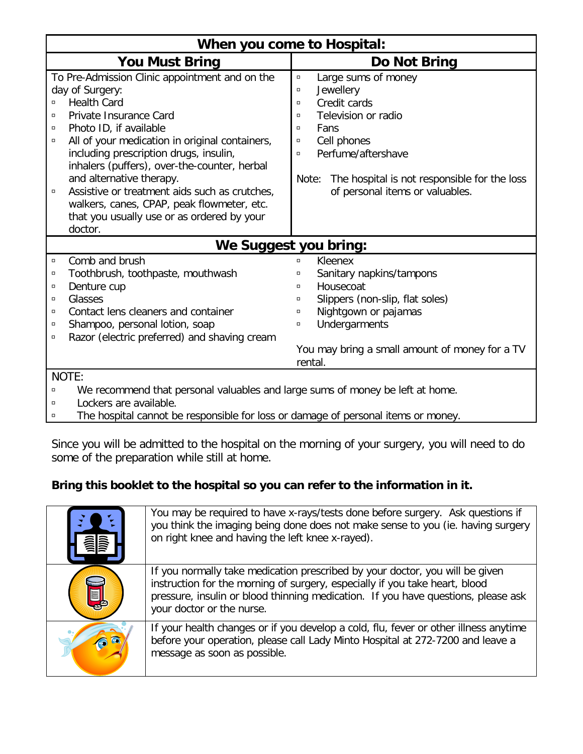## When you come to Hospital:

| You Must Bring | Do Not Bring |
|---|---|
| To Pre-Admission Clinic appointment and on the day of Surgery:<br>▫ Health Card<br>▫ Private Insurance Card<br>▫ Photo ID, if available<br>▫ All of your medication in original containers, including prescription drugs, insulin, inhalers (puffers), over-the-counter, herbal and alternative therapy.<br>▫ Assistive or treatment aids such as crutches, walkers, canes, CPAP, peak flowmeter, etc. that you usually use or as ordered by your doctor. | ▫ Large sums of money<br>▫ Jewellery<br>▫ Credit cards<br>▫ Television or radio<br>▫ Fans<br>▫ Cell phones<br>▫ Perfume/aftershave<br><br>Note: The hospital is not responsible for the loss of personal items or valuables. |

### We Suggest you bring:

| | |
|---|---|
| ▫ Comb and brush<br>▫ Toothbrush, toothpaste, mouthwash<br>▫ Denture cup<br>▫ Glasses<br>▫ Contact lens cleaners and container<br>▫ Shampoo, personal lotion, soap<br>▫ Razor (electric preferred) and shaving cream | ▫ Kleenex<br>▫ Sanitary napkins/tampons<br>▫ Housecoat<br>▫ Slippers (non-slip, flat soles)<br>▫ Nightgown or pajamas<br>▫ Undergarments<br><br>You may bring a small amount of money for a TV rental. |

NOTE:
- We recommend that personal valuables and large sums of money be left at home.
- Lockers are available.
- The hospital cannot be responsible for loss or damage of personal items or money.

Since you will be admitted to the hospital on the morning of your surgery, you will need to do some of the preparation while still at home.

**Bring this booklet to the hospital so you can refer to the information in it.**

You may be required to have x-rays/tests done before surgery. Ask questions if you think the imaging being done does not make sense to you (ie. having surgery on right knee and having the left knee x-rayed).

If you normally take medication prescribed by your doctor, you will be given instruction for the morning of surgery, especially if you take heart, blood pressure, insulin or blood thinning medication. If you have questions, please ask your doctor or the nurse.

If your health changes or if you develop a cold, flu, fever or other illness anytime before your operation, please call Lady Minto Hospital at 272-7200 and leave a message as soon as possible.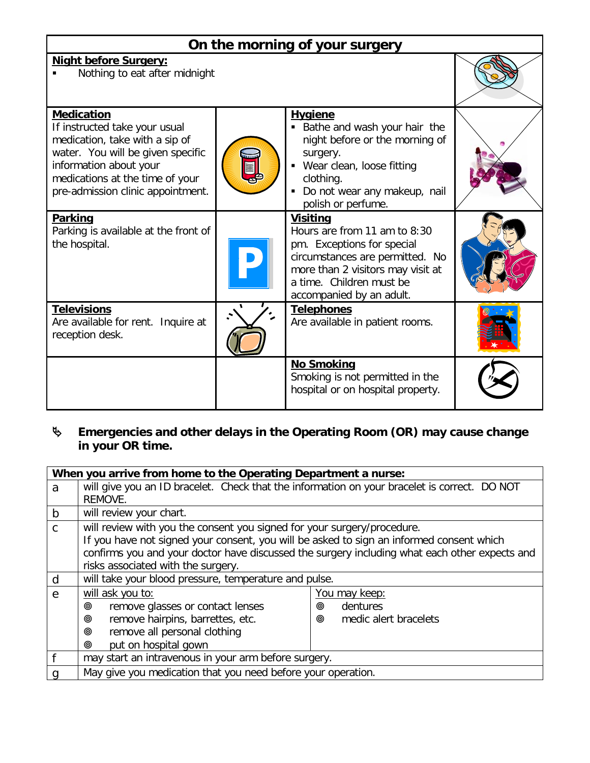## On the morning of your surgery

| | |
|---|---|
| **Night before Surgery:**<br>▪ Nothing to eat after midnight | |
| **Medication**<br>If instructed take your usual medication, take with a sip of water. You will be given specific information about your medications at the time of your pre-admission clinic appointment. | **Hygiene**<br>▪ Bathe and wash your hair the night before or the morning of surgery.<br>▪ Wear clean, loose fitting clothing.<br>▪ Do not wear any makeup, nail polish or perfume. |
| **Parking**<br>Parking is available at the front of the hospital. | **Visiting**<br>Hours are from 11 am to 8:30 pm. Exceptions for special circumstances are permitted. No more than 2 visitors may visit at a time. Children must be accompanied by an adult. |
| **Televisions**<br>Are available for rent. Inquire at reception desk. | **Telephones**<br>Are available in patient rooms. |
| | **No Smoking**<br>Smoking is not permitted in the hospital or on hospital property. |

**Emergencies and other delays in the Operating Room (OR) may cause change in your OR time.**

| **When you arrive from home to the Operating Department a nurse:** | | |
|---|---|---|
| a | will give you an ID bracelet. Check that the information on your bracelet is correct. DO NOT REMOVE. | |
| b | will review your chart. | |
| c | will review with you the consent you signed for your surgery/procedure.<br>If you have not signed your consent, you will be asked to sign an informed consent which confirms you and your doctor have discussed the surgery including what each other expects and risks associated with the surgery. | |
| d | will take your blood pressure, temperature and pulse. | |
| e | will ask you to:<br>◎ remove glasses or contact lenses<br>◎ remove hairpins, barrettes, etc.<br>◎ remove all personal clothing<br>◎ put on hospital gown | You may keep:<br>◎ dentures<br>◎ medic alert bracelets |
| f | may start an intravenous in your arm before surgery. | |
| g | May give you medication that you need before your operation. | |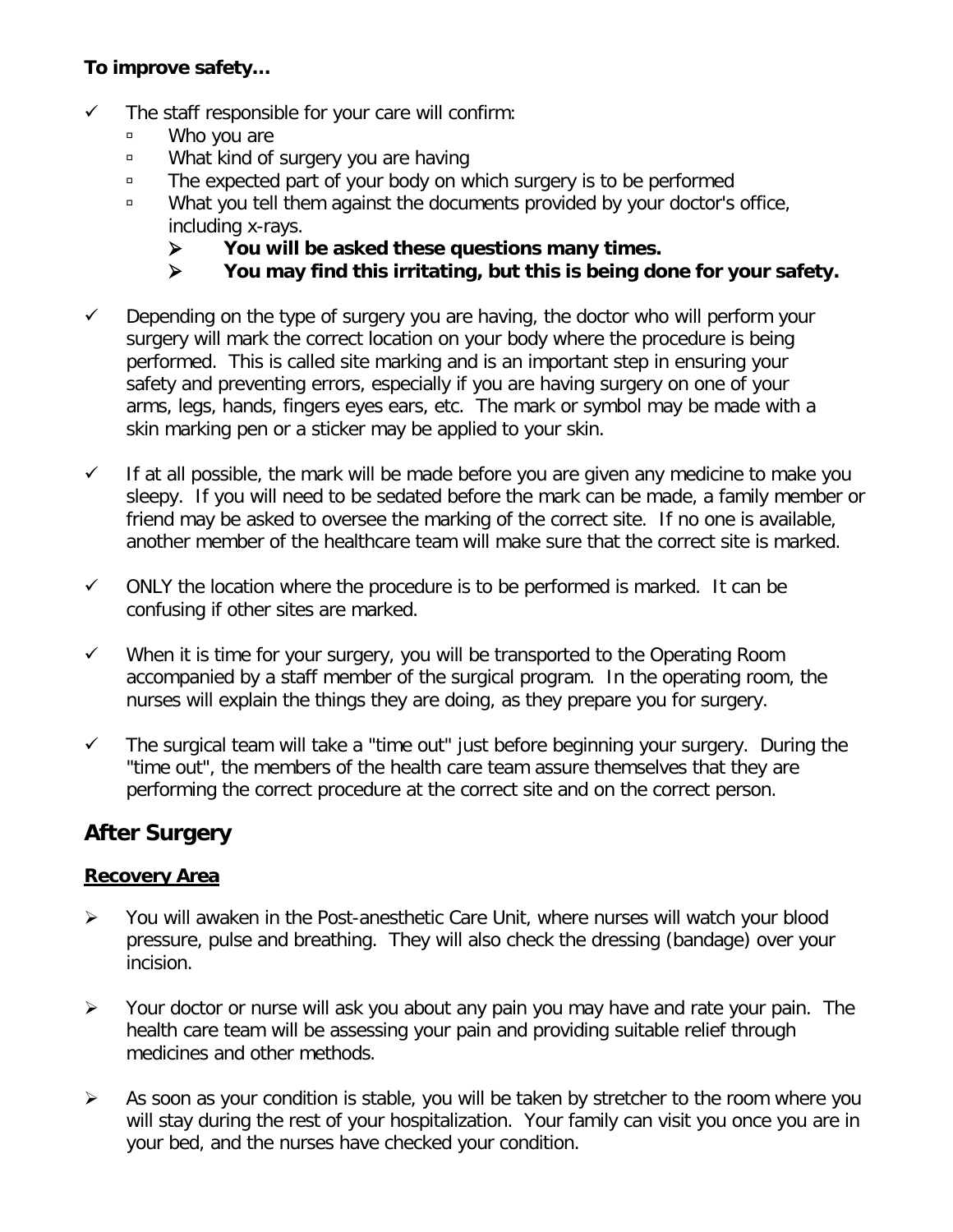**To improve safety…**

- The staff responsible for your care will confirm:
  - Who you are
  - What kind of surgery you are having
  - The expected part of your body on which surgery is to be performed
  - What you tell them against the documents provided by your doctor's office, including x-rays.
    - **You will be asked these questions many times.**
    - **You may find this irritating, but this is being done for your safety.**

- Depending on the type of surgery you are having, the doctor who will perform your surgery will mark the correct location on your body where the procedure is being performed. This is called site marking and is an important step in ensuring your safety and preventing errors, especially if you are having surgery on one of your arms, legs, hands, fingers eyes ears, etc. The mark or symbol may be made with a skin marking pen or a sticker may be applied to your skin.

- If at all possible, the mark will be made before you are given any medicine to make you sleepy. If you will need to be sedated before the mark can be made, a family member or friend may be asked to oversee the marking of the correct site. If no one is available, another member of the healthcare team will make sure that the correct site is marked.

- ONLY the location where the procedure is to be performed is marked. It can be confusing if other sites are marked.

- When it is time for your surgery, you will be transported to the Operating Room accompanied by a staff member of the surgical program. In the operating room, the nurses will explain the things they are doing, as they prepare you for surgery.

- The surgical team will take a "time out" just before beginning your surgery. During the "time out", the members of the health care team assure themselves that they are performing the correct procedure at the correct site and on the correct person.

## After Surgery

### Recovery Area

- You will awaken in the Post-anesthetic Care Unit, where nurses will watch your blood pressure, pulse and breathing. They will also check the dressing (bandage) over your incision.

- Your doctor or nurse will ask you about any pain you may have and rate your pain. The health care team will be assessing your pain and providing suitable relief through medicines and other methods.

- As soon as your condition is stable, you will be taken by stretcher to the room where you will stay during the rest of your hospitalization. Your family can visit you once you are in your bed, and the nurses have checked your condition.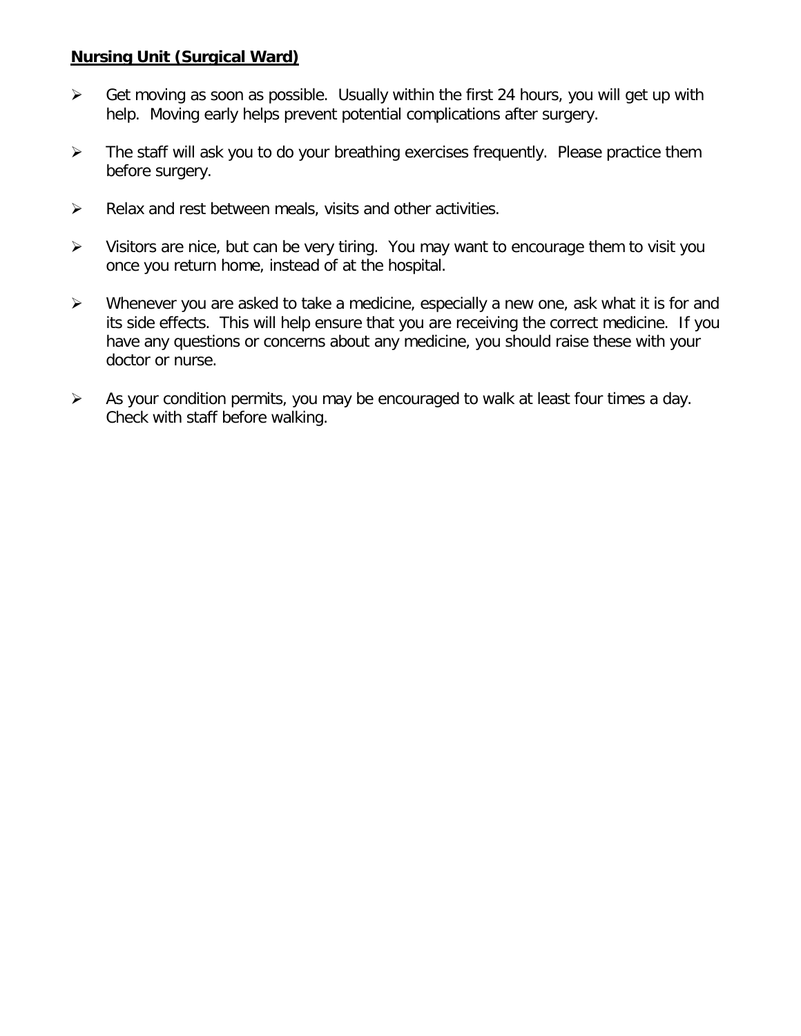**Nursing Unit (Surgical Ward)**

- Get moving as soon as possible. Usually within the first 24 hours, you will get up with help. Moving early helps prevent potential complications after surgery.
- The staff will ask you to do your breathing exercises frequently. Please practice them before surgery.
- Relax and rest between meals, visits and other activities.
- Visitors are nice, but can be very tiring. You may want to encourage them to visit you once you return home, instead of at the hospital.
- Whenever you are asked to take a medicine, especially a new one, ask what it is for and its side effects. This will help ensure that you are receiving the correct medicine. If you have any questions or concerns about any medicine, you should raise these with your doctor or nurse.
- As your condition permits, you may be encouraged to walk at least four times a day. Check with staff before walking.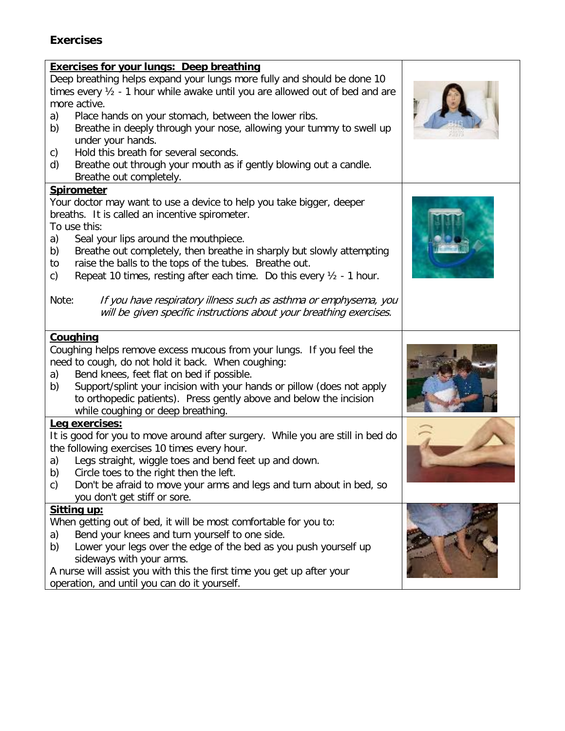## Exercises

### Exercises for your lungs: Deep breathing

Deep breathing helps expand your lungs more fully and should be done 10 times every ½ - 1 hour while awake until you are allowed out of bed and are more active.

a) Place hands on your stomach, between the lower ribs.
b) Breathe in deeply through your nose, allowing your tummy to swell up under your hands.
c) Hold this breath for several seconds.
d) Breathe out through your mouth as if gently blowing out a candle. Breathe out completely.

### Spirometer

Your doctor may want to use a device to help you take bigger, deeper breaths. It is called an incentive spirometer.

To use this:

a) Seal your lips around the mouthpiece.
b) Breathe out completely, then breathe in sharply but slowly attempting to raise the balls to the tops of the tubes. Breathe out.
c) Repeat 10 times, resting after each time. Do this every ½ - 1 hour.

Note: *If you have respiratory illness such as asthma or emphysema, you will be given specific instructions about your breathing exercises.*

### Coughing

Coughing helps remove excess mucous from your lungs. If you feel the need to cough, do not hold it back. When coughing:

a) Bend knees, feet flat on bed if possible.
b) Support/splint your incision with your hands or pillow (does not apply to orthopedic patients). Press gently above and below the incision while coughing or deep breathing.

### Leg exercises:

It is good for you to move around after surgery. While you are still in bed do the following exercises 10 times every hour.

a) Legs straight, wiggle toes and bend feet up and down.
b) Circle toes to the right then the left.
c) Don't be afraid to move your arms and legs and turn about in bed, so you don't get stiff or sore.

### Sitting up:

When getting out of bed, it will be most comfortable for you to:

a) Bend your knees and turn yourself to one side.
b) Lower your legs over the edge of the bed as you push yourself up sideways with your arms.

A nurse will assist you with this the first time you get up after your operation, and until you can do it yourself.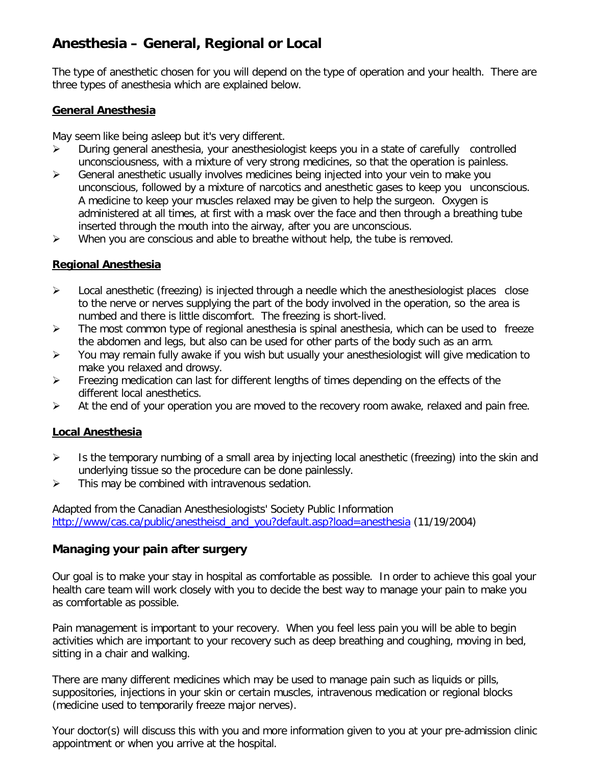# Anesthesia – General, Regional or Local

The type of anesthetic chosen for you will depend on the type of operation and your health. There are three types of anesthesia which are explained below.

## General Anesthesia

May seem like being asleep but it's very different.

- During general anesthesia, your anesthesiologist keeps you in a state of carefully controlled unconsciousness, with a mixture of very strong medicines, so that the operation is painless.
- General anesthetic usually involves medicines being injected into your vein to make you unconscious, followed by a mixture of narcotics and anesthetic gases to keep you unconscious. A medicine to keep your muscles relaxed may be given to help the surgeon. Oxygen is administered at all times, at first with a mask over the face and then through a breathing tube inserted through the mouth into the airway, after you are unconscious.
- When you are conscious and able to breathe without help, the tube is removed.

## Regional Anesthesia

- Local anesthetic (freezing) is injected through a needle which the anesthesiologist places close to the nerve or nerves supplying the part of the body involved in the operation, so the area is numbed and there is little discomfort. The freezing is short-lived.
- The most common type of regional anesthesia is spinal anesthesia, which can be used to freeze the abdomen and legs, but also can be used for other parts of the body such as an arm.
- You may remain fully awake if you wish but usually your anesthesiologist will give medication to make you relaxed and drowsy.
- Freezing medication can last for different lengths of times depending on the effects of the different local anesthetics.
- At the end of your operation you are moved to the recovery room awake, relaxed and pain free.

## Local Anesthesia

- Is the temporary numbing of a small area by injecting local anesthetic (freezing) into the skin and underlying tissue so the procedure can be done painlessly.
- This may be combined with intravenous sedation.

Adapted from the Canadian Anesthesiologists' Society Public Information
[http://www/cas.ca/public/anestheisd_and_you?default.asp?load=anesthesia](http://www/cas.ca/public/anestheisd_and_you?default.asp?load=anesthesia) (11/19/2004)

# Managing your pain after surgery

Our goal is to make your stay in hospital as comfortable as possible. In order to achieve this goal your health care team will work closely with you to decide the best way to manage your pain to make you as comfortable as possible.

Pain management is important to your recovery. When you feel less pain you will be able to begin activities which are important to your recovery such as deep breathing and coughing, moving in bed, sitting in a chair and walking.

There are many different medicines which may be used to manage pain such as liquids or pills, suppositories, injections in your skin or certain muscles, intravenous medication or regional blocks (medicine used to temporarily freeze major nerves).

Your doctor(s) will discuss this with you and more information given to you at your pre-admission clinic appointment or when you arrive at the hospital.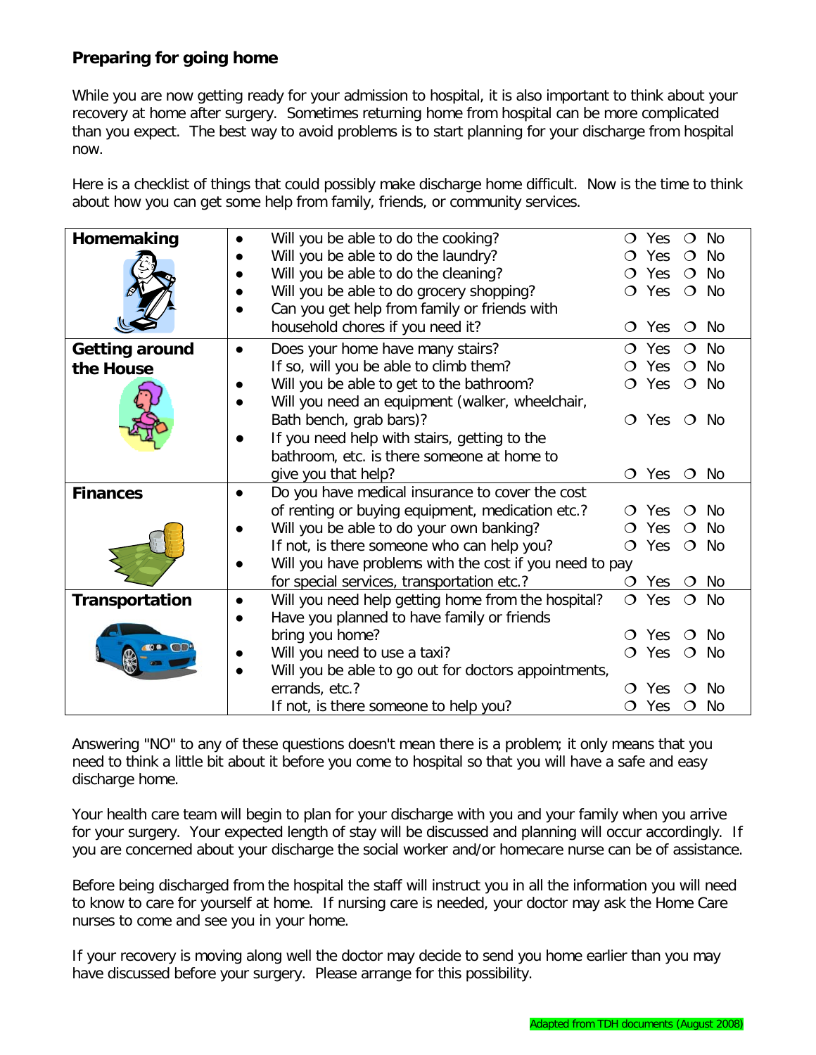**Preparing for going home**

While you are now getting ready for your admission to hospital, it is also important to think about your recovery at home after surgery. Sometimes returning home from hospital can be more complicated than you expect. The best way to avoid problems is to start planning for your discharge from hospital now.

Here is a checklist of things that could possibly make discharge home difficult. Now is the time to think about how you can get some help from family, friends, or community services.

| | | |
|---|---|---|
| **Homemaking** | • Will you be able to do the cooking? | ❍ Yes ❍ No |
| | • Will you be able to do the laundry? | ❍ Yes ❍ No |
| | • Will you be able to do the cleaning? | ❍ Yes ❍ No |
| | • Will you be able to do grocery shopping? | ❍ Yes ❍ No |
| | • Can you get help from family or friends with household chores if you need it? | ❍ Yes ❍ No |
| **Getting around the House** | • Does your home have many stairs? | ❍ Yes ❍ No |
| | If so, will you be able to climb them? | ❍ Yes ❍ No |
| | • Will you be able to get to the bathroom? | ❍ Yes ❍ No |
| | • Will you need an equipment (walker, wheelchair, Bath bench, grab bars)? | ❍ Yes ❍ No |
| | • If you need help with stairs, getting to the bathroom, etc. is there someone at home to give you that help? | ❍ Yes ❍ No |
| **Finances** | • Do you have medical insurance to cover the cost of renting or buying equipment, medication etc.? | ❍ Yes ❍ No |
| | • Will you be able to do your own banking? | ❍ Yes ❍ No |
| | If not, is there someone who can help you? | ❍ Yes ❍ No |
| | • Will you have problems with the cost if you need to pay for special services, transportation etc.? | ❍ Yes ❍ No |
| **Transportation** | • Will you need help getting home from the hospital? | ❍ Yes ❍ No |
| | • Have you planned to have family or friends bring you home? | ❍ Yes ❍ No |
| | • Will you need to use a taxi? | ❍ Yes ❍ No |
| | • Will you be able to go out for doctors appointments, errands, etc.? | ❍ Yes ❍ No |
| | If not, is there someone to help you? | ❍ Yes ❍ No |

Answering "NO" to any of these questions doesn't mean there is a problem; it only means that you need to think a little bit about it before you come to hospital so that you will have a safe and easy discharge home.

Your health care team will begin to plan for your discharge with you and your family when you arrive for your surgery. Your expected length of stay will be discussed and planning will occur accordingly. If you are concerned about your discharge the social worker and/or homecare nurse can be of assistance.

Before being discharged from the hospital the staff will instruct you in all the information you will need to know to care for yourself at home. If nursing care is needed, your doctor may ask the Home Care nurses to come and see you in your home.

If your recovery is moving along well the doctor may decide to send you home earlier than you may have discussed before your surgery. Please arrange for this possibility.

Adapted from TDH documents (August 2008)